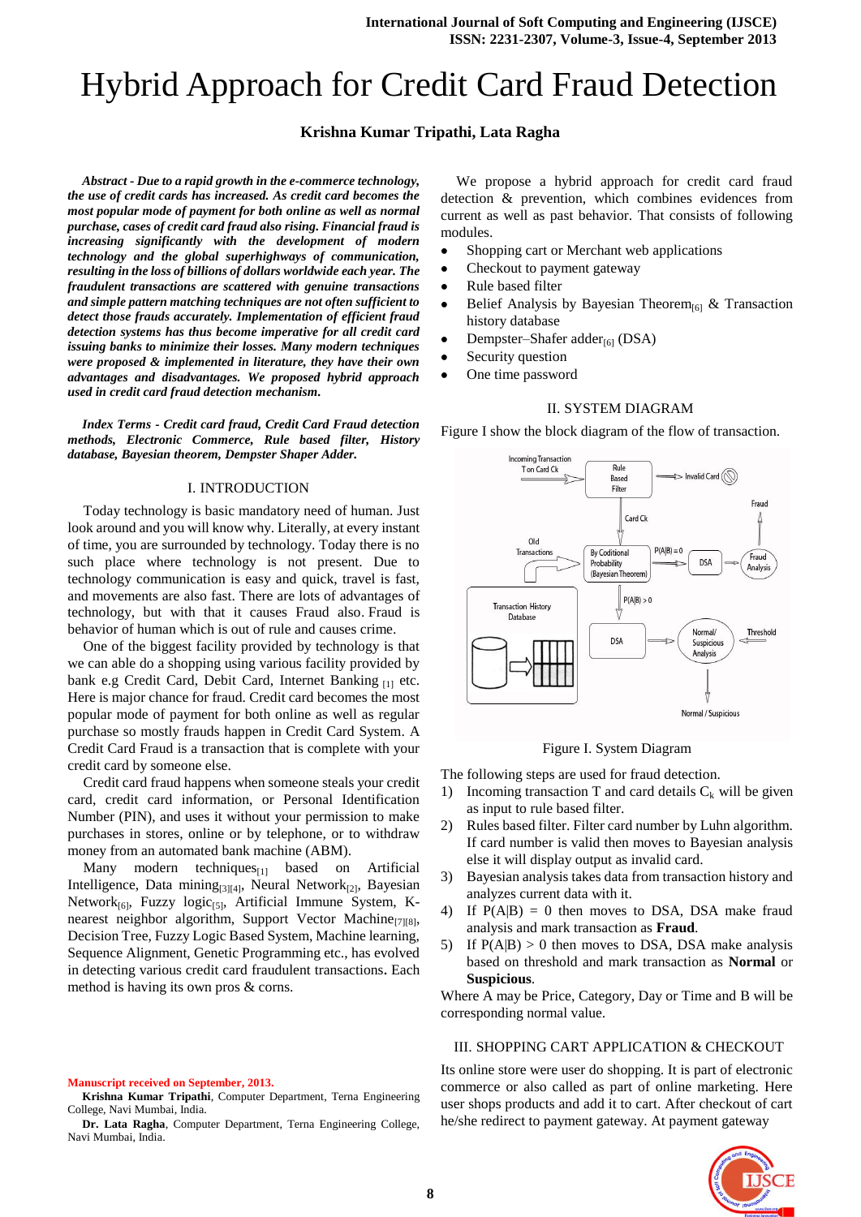# Hybrid Approach for Credit Card Fraud Detection

**Krishna Kumar Tripathi, Lata Ragha**

***Abstract - Due to a rapid growth in the e-commerce technology, the use of credit cards has increased. As credit card becomes the most popular mode of payment for both online as well as normal purchase, cases of credit card fraud also rising. Financial fraud is increasing significantly with the development of modern technology and the global superhighways of communication, resulting in the loss of billions of dollars worldwide each year. The fraudulent transactions are scattered with genuine transactions and simple pattern matching techniques are not often sufficient to detect those frauds accurately. Implementation of efficient fraud detection systems has thus become imperative for all credit card issuing banks to minimize their losses. Many modern techniques were proposed & implemented in literature, they have their own advantages and disadvantages. We proposed hybrid approach used in credit card fraud detection mechanism.***

***Index Terms - Credit card fraud, Credit Card Fraud detection methods, Electronic Commerce, Rule based filter, History database, Bayesian theorem, Dempster Shaper Adder.***

## I. INTRODUCTION

Today technology is basic mandatory need of human. Just look around and you will know why. Literally, at every instant of time, you are surrounded by technology. Today there is no such place where technology is not present. Due to technology communication is easy and quick, travel is fast, and movements are also fast. There are lots of advantages of technology, but with that it causes Fraud also. Fraud is behavior of human which is out of rule and causes crime.

One of the biggest facility provided by technology is that we can able do a shopping using various facility provided by bank e.g Credit Card, Debit Card, Internet Banking [1] etc. Here is major chance for fraud. Credit card becomes the most popular mode of payment for both online as well as regular purchase so mostly frauds happen in Credit Card System. A Credit Card Fraud is a transaction that is complete with your credit card by someone else.

Credit card fraud happens when someone steals your credit card, credit card information, or Personal Identification Number (PIN), and uses it without your permission to make purchases in stores, online or by telephone, or to withdraw money from an automated bank machine (ABM).

Many modern techniques[1] based on Artificial Intelligence, Data mining[3][4], Neural Network[2], Bayesian Network[6], Fuzzy logic[5], Artificial Immune System, K-nearest neighbor algorithm, Support Vector Machine[7][8], Decision Tree, Fuzzy Logic Based System, Machine learning, Sequence Alignment, Genetic Programming etc., has evolved in detecting various credit card fraudulent transactions. Each method is having its own pros & corns.

We propose a hybrid approach for credit card fraud detection & prevention, which combines evidences from current as well as past behavior. That consists of following modules.

- Shopping cart or Merchant web applications
- Checkout to payment gateway
- Rule based filter
- Belief Analysis by Bayesian Theorem[6] & Transaction history database
- Dempster–Shafer adder[6] (DSA)
- Security question
- One time password

## II. SYSTEM DIAGRAM

Figure I show the block diagram of the flow of transaction.

Figure I. System Diagram

The following steps are used for fraud detection.

1) Incoming transaction T and card details $C_k$ will be given as input to rule based filter.
2) Rules based filter. Filter card number by Luhn algorithm. If card number is valid then moves to Bayesian analysis else it will display output as invalid card.
3) Bayesian analysis takes data from transaction history and analyzes current data with it.
4) If $P(A|B) = 0$ then moves to DSA, DSA make fraud analysis and mark transaction as **Fraud**.
5) If $P(A|B) > 0$ then moves to DSA, DSA make analysis based on threshold and mark transaction as **Normal** or **Suspicious**.

Where A may be Price, Category, Day or Time and B will be corresponding normal value.

## III. SHOPPING CART APPLICATION & CHECKOUT

Its online store were user do shopping. It is part of electronic commerce or also called as part of online marketing. Here user shops products and add it to cart. After checkout of cart he/she redirect to payment gateway. At payment gateway

Manuscript received on September, 2013.

**Krishna Kumar Tripathi**, Computer Department, Terna Engineering College, Navi Mumbai, India.

**Dr. Lata Ragha**, Computer Department, Terna Engineering College, Navi Mumbai, India.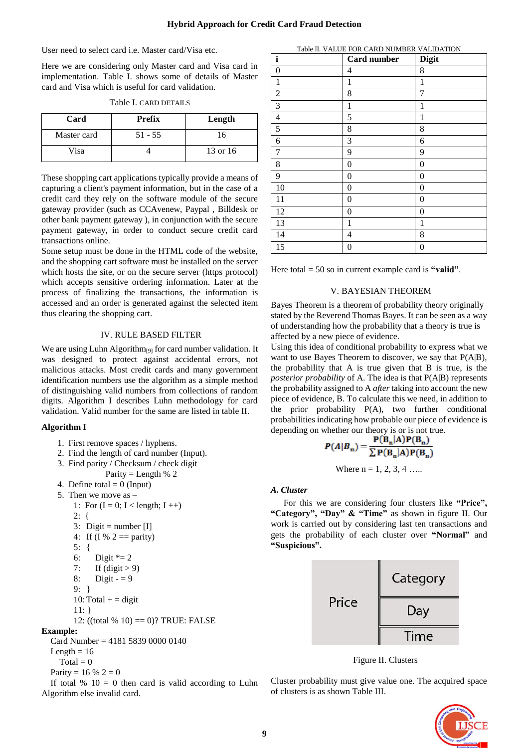User need to select card i.e. Master card/Visa etc.

Here we are considering only Master card and Visa card in implementation. Table I. shows some of details of Master card and Visa which is useful for card validation.

Table I. CARD DETAILS

| Card | Prefix | Length |
|---|---|---|
| Master card | 51 - 55 | 16 |
| Visa | 4 | 13 or 16 |

These shopping cart applications typically provide a means of capturing a client's payment information, but in the case of a credit card they rely on the software module of the secure gateway provider (such as CCAvenew, Paypal , Billdesk or other bank payment gateway ), in conjunction with the secure payment gateway, in order to conduct secure credit card transactions online.
Some setup must be done in the HTML code of the website, and the shopping cart software must be installed on the server which hosts the site, or on the secure server (https protocol) which accepts sensitive ordering information. Later at the process of finalizing the transactions, the information is accessed and an order is generated against the selected item thus clearing the shopping cart.

## IV. RULE BASED FILTER

We are using Luhn Algorithm[9] for card number validation. It was designed to protect against accidental errors, not malicious attacks. Most credit cards and many government identification numbers use the algorithm as a simple method of distinguishing valid numbers from collections of random digits. Algorithm I describes Luhn methodology for card validation. Valid number for the same are listed in table II.

**Algorithm I**

1. First remove spaces / hyphens.
2. Find the length of card number (Input).
3. Find parity / Checksum / check digit
   Parity = Length % 2
4. Define total = 0 (Input)
5. Then we move as –

```
1: For (I = 0; I < length; I ++)
2: {
3: Digit = number [I]
4: If (I % 2 == parity)
5: {
6:     Digit *= 2
7:     If (digit > 9)
8:     Digit - = 9
9: }
10: Total + = digit
11: }
12: ((total % 10) == 0)? TRUE: FALSE
```

**Example:**

Card Number = 4181 5839 0000 0140
Length = 16
Total = 0
Parity = 16 % 2 = 0
If total % 10 = 0 then card is valid according to Luhn Algorithm else invalid card.

Table II. VALUE FOR CARD NUMBER VALIDATION

| i | Card number | Digit |
|---|---|---|
| 0 | 4 | 8 |
| 1 | 1 | 1 |
| 2 | 8 | 7 |
| 3 | 1 | 1 |
| 4 | 5 | 1 |
| 5 | 8 | 8 |
| 6 | 3 | 6 |
| 7 | 9 | 9 |
| 8 | 0 | 0 |
| 9 | 0 | 0 |
| 10 | 0 | 0 |
| 11 | 0 | 0 |
| 12 | 0 | 0 |
| 13 | 1 | 1 |
| 14 | 4 | 8 |
| 15 | 0 | 0 |

Here total = 50 so in current example card is **"valid"**.

## V. BAYESIAN THEOREM

Bayes Theorem is a theorem of probability theory originally stated by the Reverend Thomas Bayes. It can be seen as a way of understanding how the probability that a theory is true is affected by a new piece of evidence.
Using this idea of conditional probability to express what we want to use Bayes Theorem to discover, we say that P(A|B), the probability that A is true given that B is true, is the *posterior probability* of A. The idea is that P(A|B) represents the probability assigned to A *after* taking into account the new piece of evidence, B. To calculate this we need, in addition to the prior probability P(A), two further conditional probabilities indicating how probable our piece of evidence is depending on whether our theory is or is not true.

$$P(A|B_n) = \frac{P(B_n|A)P(B_n)}{\sum P(B_n|A)P(B_n)}$$

Where n = 1, 2, 3, 4 …..

### *A. Cluster*

For this we are considering four clusters like **"Price", "Category", "Day" & "Time"** as shown in figure II. Our work is carried out by considering last ten transactions and gets the probability of each cluster over **"Normal"** and **"Suspicious".**

| Price | Category |
|---|---|
| | Day |
| | Time |

Figure II. Clusters

Cluster probability must give value one. The acquired space of clusters is as shown Table III.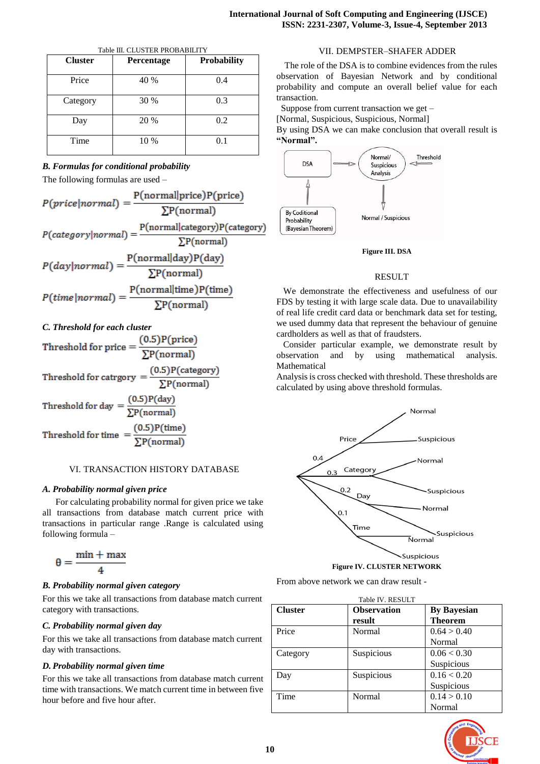Table III. CLUSTER PROBABILITY

| Cluster | Percentage | Probability |
|---|---|---|
| Price | 40 % | 0.4 |
| Category | 30 % | 0.3 |
| Day | 20 % | 0.2 |
| Time | 10 % | 0.1 |

### *B. Formulas for conditional probability*

The following formulas are used –

$$P(price|normal) = \frac{P(normal|price)P(price)}{\sum P(normal)}$$

$$P(category|normal) = \frac{P(normal|category)P(category)}{\sum P(normal)}$$

$$P(day|normal) = \frac{P(normal|day)P(day)}{\sum P(normal)}$$

$$P(time|normal) = \frac{P(normal|time)P(time)}{\sum P(normal)}$$

### *C. Threshold for each cluster*

$$\text{Threshold for price} = \frac{(0.5)P(price)}{\sum P(normal)}$$

$$\text{Threshold for catrgory} = \frac{(0.5)P(category)}{\sum P(normal)}$$

$$\text{Threshold for day} = \frac{(0.5)P(day)}{\sum P(normal)}$$

$$\text{Threshold for time} = \frac{(0.5)P(time)}{\sum P(normal)}$$

## VI. TRANSACTION HISTORY DATABASE

### *A. Probability normal given price*

For calculating probability normal for given price we take all transactions from database match current price with transactions in particular range .Range is calculated using following formula –

$$\theta = \frac{\min + \max}{4}$$

### *B. Probability normal given category*

For this we take all transactions from database match current category with transactions.

### *C. Probability normal given day*

For this we take all transactions from database match current day with transactions.

### *D. Probability normal given time*

For this we take all transactions from database match current time with transactions. We match current time in between five hour before and five hour after.

## VII. DEMPSTER–SHAFER ADDER

The role of the DSA is to combine evidences from the rules observation of Bayesian Network and by conditional probability and compute an overall belief value for each transaction.

Suppose from current transaction we get –
[Normal, Suspicious, Suspicious, Normal]
By using DSA we can make conclusion that overall result is **"Normal".**

**Figure III. DSA**

## RESULT

We demonstrate the effectiveness and usefulness of our FDS by testing it with large scale data. Due to unavailability of real life credit card data or benchmark data set for testing, we used dummy data that represent the behaviour of genuine cardholders as well as that of fraudsters.

Consider particular example, we demonstrate result by observation and by using mathematical analysis. Mathematical
Analysis is cross checked with threshold. These thresholds are calculated by using above threshold formulas.

**Figure IV. CLUSTER NETWORK**

From above network we can draw result -

Table IV. RESULT

| Cluster | Observation result | By Bayesian Theorem |
|---|---|---|
| Price | Normal | 0.64 > 0.40 Normal |
| Category | Suspicious | 0.06 < 0.30 Suspicious |
| Day | Suspicious | 0.16 < 0.20 Suspicious |
| Time | Normal | 0.14 > 0.10 Normal |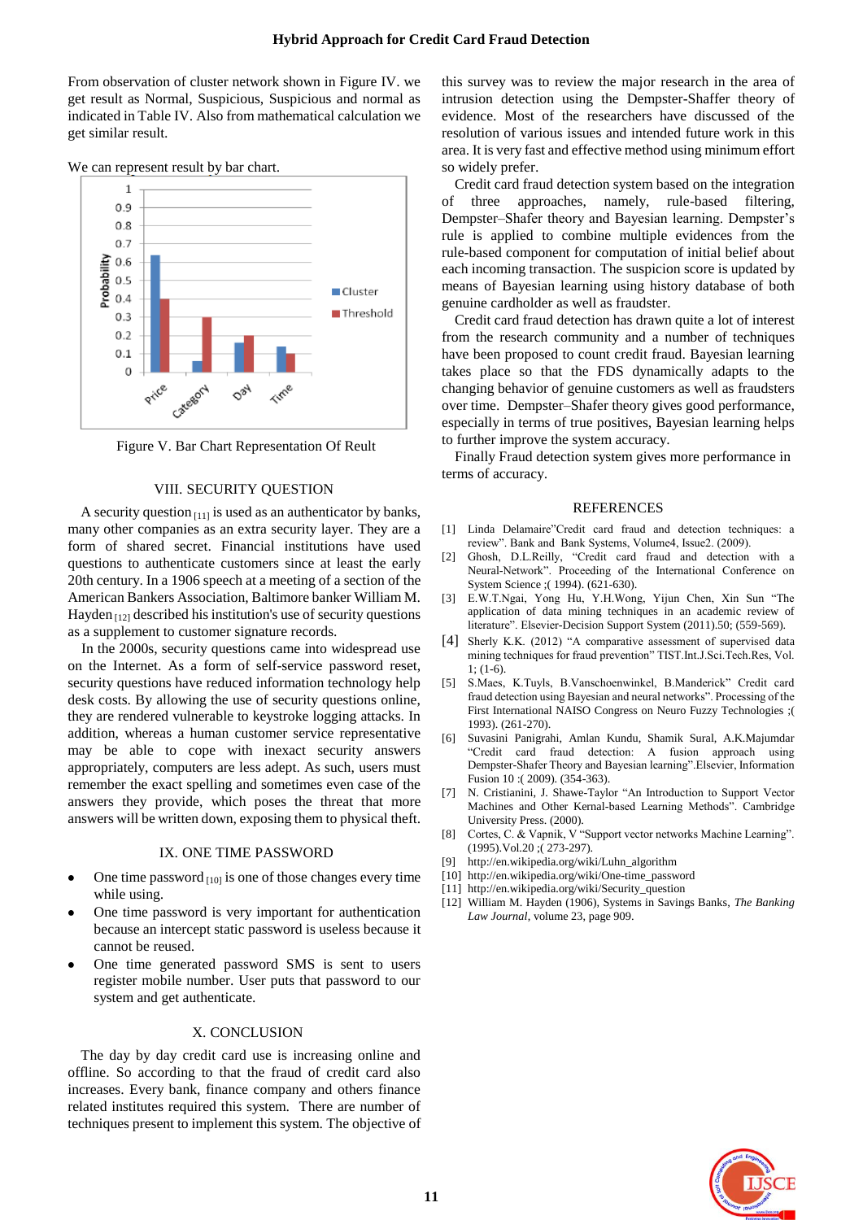From observation of cluster network shown in Figure IV. we get result as Normal, Suspicious, Suspicious and normal as indicated in Table IV. Also from mathematical calculation we get similar result.

We can represent result by bar chart.

Probability
1
0.9
0.8
0.7
0.6
0.5
0.4
0.3
0.2
0.1
0
Price
Category
Day
Time
Cluster
Threshold

Figure V. Bar Chart Representation Of Reult

## VIII. SECURITY QUESTION

A security question [11] is used as an authenticator by banks, many other companies as an extra security layer. They are a form of shared secret. Financial institutions have used questions to authenticate customers since at least the early 20th century. In a 1906 speech at a meeting of a section of the American Bankers Association, Baltimore banker William M. Hayden [12] described his institution's use of security questions as a supplement to customer signature records.

In the 2000s, security questions came into widespread use on the Internet. As a form of self-service password reset, security questions have reduced information technology help desk costs. By allowing the use of security questions online, they are rendered vulnerable to keystroke logging attacks. In addition, whereas a human customer service representative may be able to cope with inexact security answers appropriately, computers are less adept. As such, users must remember the exact spelling and sometimes even case of the answers they provide, which poses the threat that more answers will be written down, exposing them to physical theft.

## IX. ONE TIME PASSWORD

- One time password [10] is one of those changes every time while using.
- One time password is very important for authentication because an intercept static password is useless because it cannot be reused.
- One time generated password SMS is sent to users register mobile number. User puts that password to our system and get authenticate.

## X. CONCLUSION

The day by day credit card use is increasing online and offline. So according to that the fraud of credit card also increases. Every bank, finance company and others finance related institutes required this system. There are number of techniques present to implement this system. The objective of this survey was to review the major research in the area of intrusion detection using the Dempster-Shaffer theory of evidence. Most of the researchers have discussed of the resolution of various issues and intended future work in this area. It is very fast and effective method using minimum effort so widely prefer.

Credit card fraud detection system based on the integration of three approaches, namely, rule-based filtering, Dempster–Shafer theory and Bayesian learning. Dempster's rule is applied to combine multiple evidences from the rule-based component for computation of initial belief about each incoming transaction. The suspicion score is updated by means of Bayesian learning using history database of both genuine cardholder as well as fraudster.

Credit card fraud detection has drawn quite a lot of interest from the research community and a number of techniques have been proposed to count credit fraud. Bayesian learning takes place so that the FDS dynamically adapts to the changing behavior of genuine customers as well as fraudsters over time. Dempster–Shafer theory gives good performance, especially in terms of true positives, Bayesian learning helps to further improve the system accuracy.

Finally Fraud detection system gives more performance in terms of accuracy.

## REFERENCES

[1] Linda Delamaire"Credit card fraud and detection techniques: a review". Bank and Bank Systems, Volume4, Issue2. (2009).

[2] Ghosh, D.L.Reilly, "Credit card fraud and detection with a Neural-Network". Proceeding of the International Conference on System Science ;( 1994). (621-630).

[3] E.W.T.Ngai, Yong Hu, Y.H.Wong, Yijun Chen, Xin Sun "The application of data mining techniques in an academic review of literature". Elsevier-Decision Support System (2011).50; (559-569).

[4] Sherly K.K. (2012) "A comparative assessment of supervised data mining techniques for fraud prevention" TIST.Int.J.Sci.Tech.Res, Vol. 1; (1-6).

[5] S.Maes, K.Tuyls, B.Vanschoenwinkel, B.Manderick" Credit card fraud detection using Bayesian and neural networks". Processing of the First International NAISO Congress on Neuro Fuzzy Technologies ;( 1993). (261-270).

[6] Suvasini Panigrahi, Amlan Kundu, Shamik Sural, A.K.Majumdar "Credit card fraud detection: A fusion approach using Dempster-Shafer Theory and Bayesian learning".Elsevier, Information Fusion 10 :( 2009). (354-363).

[7] N. Cristianini, J. Shawe-Taylor "An Introduction to Support Vector Machines and Other Kernal-based Learning Methods". Cambridge University Press. (2000).

[8] Cortes, C. & Vapnik, V "Support vector networks Machine Learning". (1995).Vol.20 ;( 273-297).

[9] http://en.wikipedia.org/wiki/Luhn_algorithm

[10] http://en.wikipedia.org/wiki/One-time_password

[11] http://en.wikipedia.org/wiki/Security_question

[12] William M. Hayden (1906), Systems in Savings Banks, *The Banking Law Journal*, volume 23, page 909.